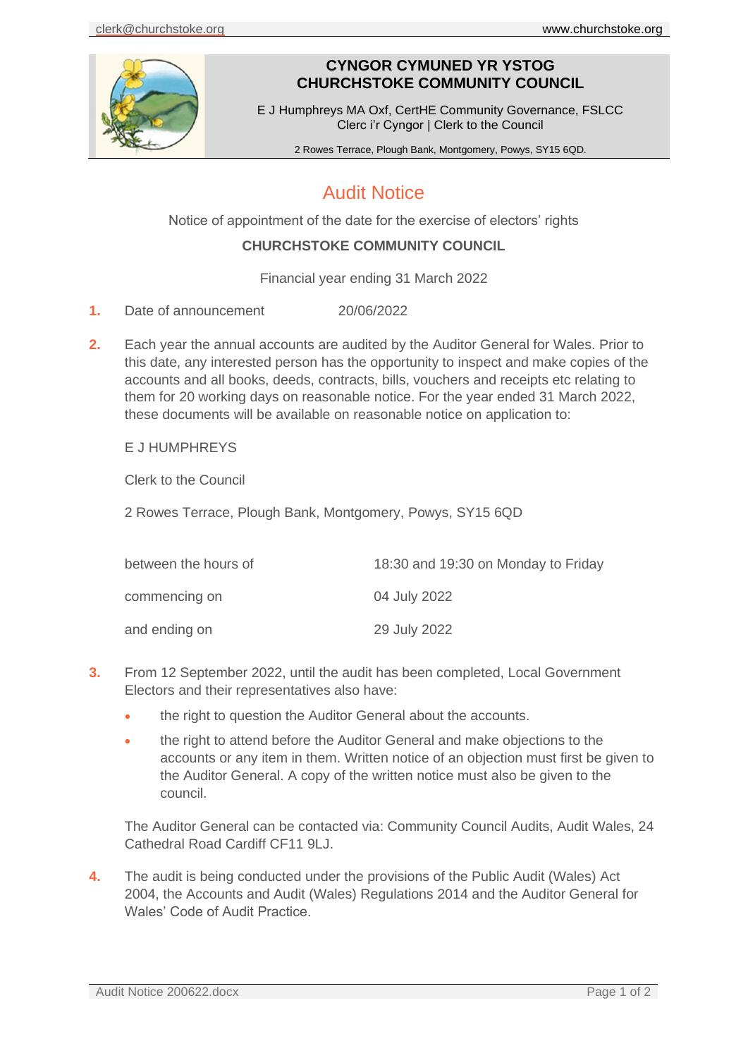**CYNGOR CYMUNED YR YSTOG**
**CHURCHSTOKE COMMUNITY COUNCIL**

E J Humphreys MA Oxf, CertHE Community Governance, FSLCC
Clerc i'r Cyngor | Clerk to the Council

2 Rowes Terrace, Plough Bank, Montgomery, Powys, SY15 6QD.

# Audit Notice

Notice of appointment of the date for the exercise of electors' rights

**CHURCHSTOKE COMMUNITY COUNCIL**

Financial year ending 31 March 2022

1. Date of announcement 20/06/2022

2. Each year the annual accounts are audited by the Auditor General for Wales. Prior to this date, any interested person has the opportunity to inspect and make copies of the accounts and all books, deeds, contracts, bills, vouchers and receipts etc relating to them for 20 working days on reasonable notice. For the year ended 31 March 2022, these documents will be available on reasonable notice on application to:

   E J HUMPHREYS

   Clerk to the Council

   2 Rowes Terrace, Plough Bank, Montgomery, Powys, SY15 6QD

   | | |
   |---|---|
   | between the hours of | 18:30 and 19:30 on Monday to Friday |
   | commencing on | 04 July 2022 |
   | and ending on | 29 July 2022 |

3. From 12 September 2022, until the audit has been completed, Local Government Electors and their representatives also have:

   - the right to question the Auditor General about the accounts.
   - the right to attend before the Auditor General and make objections to the accounts or any item in them. Written notice of an objection must first be given to the Auditor General. A copy of the written notice must also be given to the council.

   The Auditor General can be contacted via: Community Council Audits, Audit Wales, 24 Cathedral Road Cardiff CF11 9LJ.

4. The audit is being conducted under the provisions of the Public Audit (Wales) Act 2004, the Accounts and Audit (Wales) Regulations 2014 and the Auditor General for Wales' Code of Audit Practice.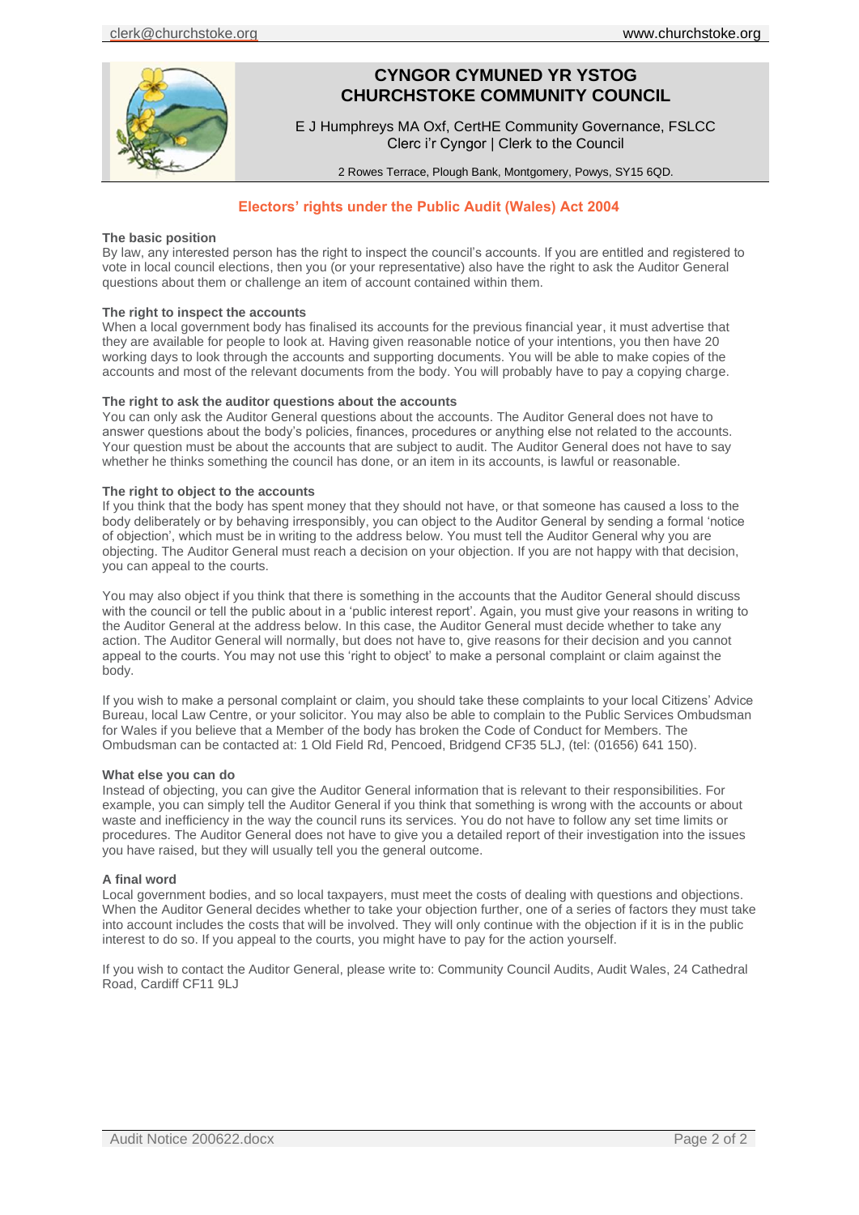# CYNGOR CYMUNED YR YSTOG
# CHURCHSTOKE COMMUNITY COUNCIL

E J Humphreys MA Oxf, CertHE Community Governance, FSLCC
Clerc i'r Cygnor | Clerk to the Council

2 Rowes Terrace, Plough Bank, Montgomery, Powys, SY15 6QD.

## Electors' rights under the Public Audit (Wales) Act 2004

**The basic position**

By law, any interested person has the right to inspect the council's accounts. If you are entitled and registered to vote in local council elections, then you (or your representative) also have the right to ask the Auditor General questions about them or challenge an item of account contained within them.

**The right to inspect the accounts**

When a local government body has finalised its accounts for the previous financial year, it must advertise that they are available for people to look at. Having given reasonable notice of your intentions, you then have 20 working days to look through the accounts and supporting documents. You will be able to make copies of the accounts and most of the relevant documents from the body. You will probably have to pay a copying charge.

**The right to ask the auditor questions about the accounts**

You can only ask the Auditor General questions about the accounts. The Auditor General does not have to answer questions about the body's policies, finances, procedures or anything else not related to the accounts. Your question must be about the accounts that are subject to audit. The Auditor General does not have to say whether he thinks something the council has done, or an item in its accounts, is lawful or reasonable.

**The right to object to the accounts**

If you think that the body has spent money that they should not have, or that someone has caused a loss to the body deliberately or by behaving irresponsibly, you can object to the Auditor General by sending a formal 'notice of objection', which must be in writing to the address below. You must tell the Auditor General why you are objecting. The Auditor General must reach a decision on your objection. If you are not happy with that decision, you can appeal to the courts.

You may also object if you think that there is something in the accounts that the Auditor General should discuss with the council or tell the public about in a 'public interest report'. Again, you must give your reasons in writing to the Auditor General at the address below. In this case, the Auditor General must decide whether to take any action. The Auditor General will normally, but does not have to, give reasons for their decision and you cannot appeal to the courts. You may not use this 'right to object' to make a personal complaint or claim against the body.

If you wish to make a personal complaint or claim, you should take these complaints to your local Citizens' Advice Bureau, local Law Centre, or your solicitor. You may also be able to complain to the Public Services Ombudsman for Wales if you believe that a Member of the body has broken the Code of Conduct for Members. The Ombudsman can be contacted at: 1 Old Field Rd, Pencoed, Bridgend CF35 5LJ, (tel: (01656) 641 150).

**What else you can do**

Instead of objecting, you can give the Auditor General information that is relevant to their responsibilities. For example, you can simply tell the Auditor General if you think that something is wrong with the accounts or about waste and inefficiency in the way the council runs its services. You do not have to follow any set time limits or procedures. The Auditor General does not have to give you a detailed report of their investigation into the issues you have raised, but they will usually tell you the general outcome.

**A final word**

Local government bodies, and so local taxpayers, must meet the costs of dealing with questions and objections. When the Auditor General decides whether to take your objection further, one of a series of factors they must take into account includes the costs that will be involved. They will only continue with the objection if it is in the public interest to do so. If you appeal to the courts, you might have to pay for the action yourself.

If you wish to contact the Auditor General, please write to: Community Council Audits, Audit Wales, 24 Cathedral Road, Cardiff CF11 9LJ